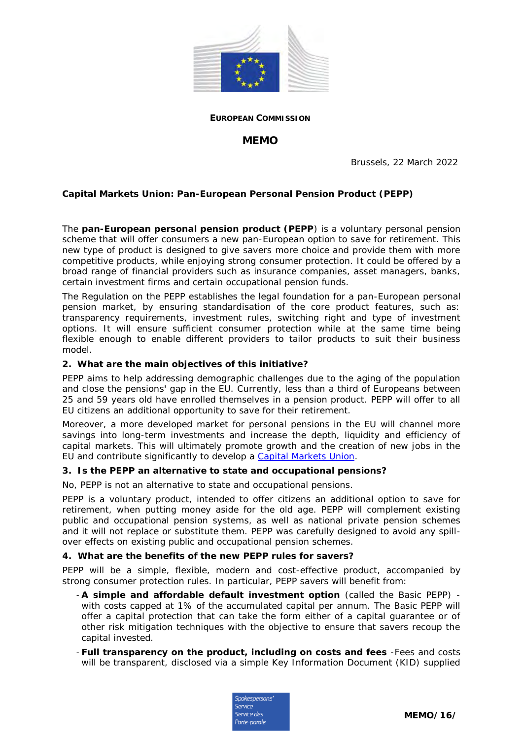**EUROPEAN COMMISSION**

**MEMO**

Brussels, 22 March 2022

**Capital Markets Union: Pan-European Personal Pension Product (PEPP)**

The **pan-European personal pension product (PEPP**) is a voluntary personal pension scheme that will offer consumers a new pan-European option to save for retirement. This new type of product is designed to give savers more choice and provide them with more competitive products, while enjoying strong consumer protection. It could be offered by a broad range of financial providers such as insurance companies, asset managers, banks, certain investment firms and certain occupational pension funds.

The Regulation on the PEPP establishes the legal foundation for a pan-European personal pension market, by ensuring standardisation of the core product features, such as: transparency requirements, investment rules, switching right and type of investment options. It will ensure sufficient consumer protection while at the same time being flexible enough to enable different providers to tailor products to suit their business model.

**2. What are the main objectives of this initiative?**

PEPP aims to help addressing demographic challenges due to the aging of the population and close the pensions' gap in the EU. Currently, less than a third of Europeans between 25 and 59 years old have enrolled themselves in a pension product. PEPP will offer to all EU citizens an additional opportunity to save for their retirement.

Moreover, a more developed market for personal pensions in the EU will channel more savings into long-term investments and increase the depth, liquidity and efficiency of capital markets. This will ultimately promote growth and the creation of new jobs in the EU and contribute significantly to develop a Capital Markets Union.

**3. Is the PEPP an alternative to state and occupational pensions?**

No, PEPP is not an alternative to state and occupational pensions.

PEPP is a voluntary product, intended to offer citizens an additional option to save for retirement, when putting money aside for the old age. PEPP will complement existing public and occupational pension systems, as well as national private pension schemes and it will not replace or substitute them. PEPP was carefully designed to avoid any spill-over effects on existing public and occupational pension schemes.

**4. What are the benefits of the new PEPP rules for savers?**

PEPP will be a simple, flexible, modern and cost-effective product, accompanied by strong consumer protection rules. In particular, PEPP savers will benefit from:

- **A simple and affordable default investment option** (called the Basic PEPP) - with costs capped at 1% of the accumulated capital per annum. The Basic PEPP will offer a capital protection that can take the form either of a capital guarantee or of other risk mitigation techniques with the objective to ensure that savers recoup the capital invested.
- **Full transparency on the product, including on costs and fees** -Fees and costs will be transparent, disclosed via a simple Key Information Document (KID) supplied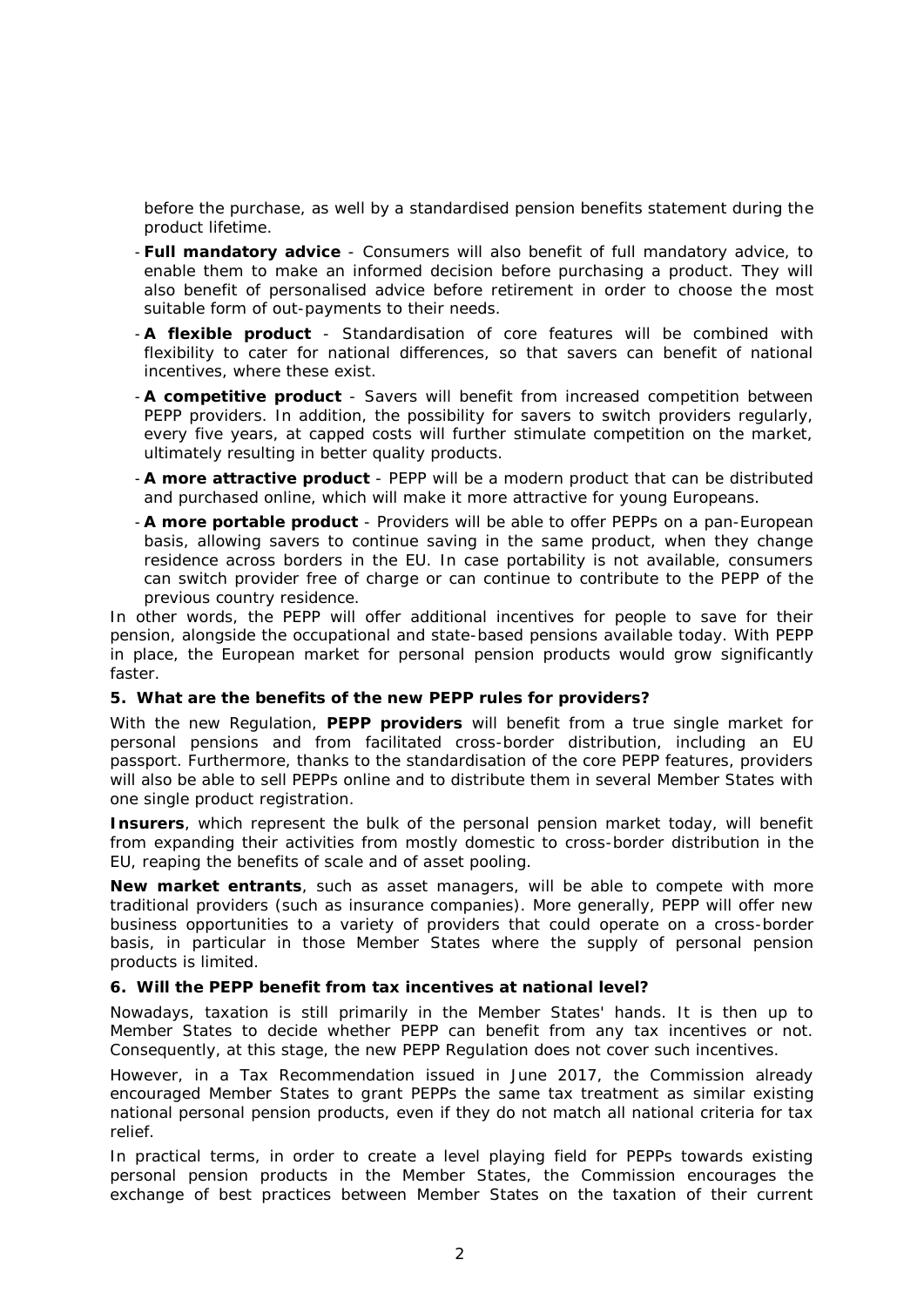before the purchase, as well by a standardised pension benefits statement during the product lifetime.

- **Full mandatory advice** - Consumers will also benefit of full mandatory advice, to enable them to make an informed decision before purchasing a product. They will also benefit of personalised advice before retirement in order to choose the most suitable form of out-payments to their needs.
- **A flexible product** - Standardisation of core features will be combined with flexibility to cater for national differences, so that savers can benefit of national incentives, where these exist.
- **A competitive product** - Savers will benefit from increased competition between PEPP providers. In addition, the possibility for savers to switch providers regularly, every five years, at capped costs will further stimulate competition on the market, ultimately resulting in better quality products.
- **A more attractive product** - PEPP will be a modern product that can be distributed and purchased online, which will make it more attractive for young Europeans.
- **A more portable product** - Providers will be able to offer PEPPs on a pan-European basis, allowing savers to continue saving in the same product, when they change residence across borders in the EU. In case portability is not available, consumers can switch provider free of charge or can continue to contribute to the PEPP of the previous country residence.

In other words, the PEPP will offer additional incentives for people to save for their pension, alongside the occupational and state-based pensions available today. With PEPP in place, the European market for personal pension products would grow significantly faster.

### 5. What are the benefits of the new PEPP rules for providers?

With the new Regulation, **PEPP providers** will benefit from a true single market for personal pensions and from facilitated cross-border distribution, including an EU passport. Furthermore, thanks to the standardisation of the core PEPP features, providers will also be able to sell PEPPs online and to distribute them in several Member States with one single product registration.

**Insurers**, which represent the bulk of the personal pension market today, will benefit from expanding their activities from mostly domestic to cross-border distribution in the EU, reaping the benefits of scale and of asset pooling.

**New market entrants**, such as asset managers, will be able to compete with more traditional providers (such as insurance companies). More generally, PEPP will offer new business opportunities to a variety of providers that could operate on a cross-border basis, in particular in those Member States where the supply of personal pension products is limited.

### 6. Will the PEPP benefit from tax incentives at national level?

Nowadays, taxation is still primarily in the Member States' hands. It is then up to Member States to decide whether PEPP can benefit from any tax incentives or not. Consequently, at this stage, the new PEPP Regulation does not cover such incentives.

However, in a Tax Recommendation issued in June 2017, the Commission already encouraged Member States to grant PEPPs the same tax treatment as similar existing national personal pension products, even if they do not match all national criteria for tax relief.

In practical terms, in order to create a level playing field for PEPPs towards existing personal pension products in the Member States, the Commission encourages the exchange of best practices between Member States on the taxation of their current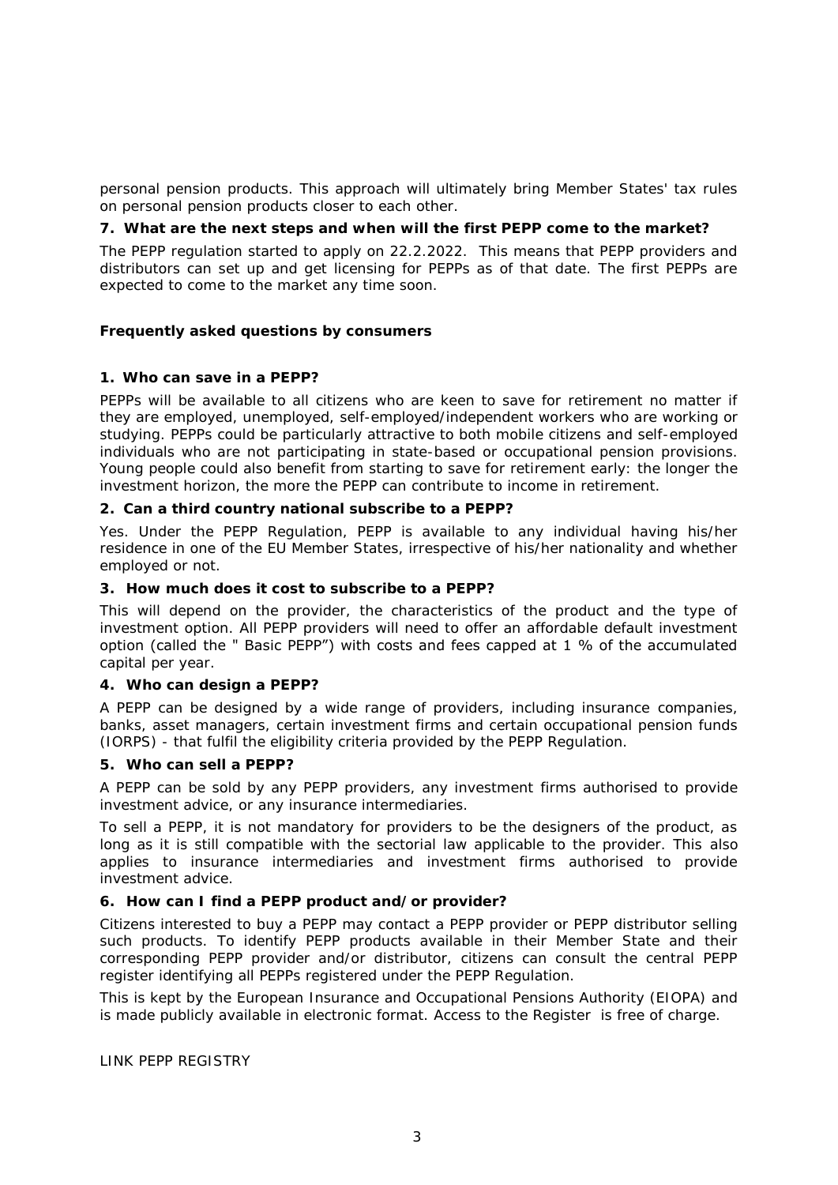personal pension products. This approach will ultimately bring Member States' tax rules on personal pension products closer to each other.

**7. What are the next steps and when will the first PEPP come to the market?**

The PEPP regulation started to apply on 22.2.2022. This means that PEPP providers and distributors can set up and get licensing for PEPPs as of that date. The first PEPPs are expected to come to the market any time soon.

## Frequently asked questions by consumers

**1. Who can save in a PEPP?**

PEPPs will be available to all citizens who are keen to save for retirement no matter if they are employed, unemployed, self-employed/independent workers who are working or studying. PEPPs could be particularly attractive to both mobile citizens and self-employed individuals who are not participating in state-based or occupational pension provisions. Young people could also benefit from starting to save for retirement early: the longer the investment horizon, the more the PEPP can contribute to income in retirement.

**2. Can a third country national subscribe to a PEPP?**

Yes. Under the PEPP Regulation, PEPP is available to any individual having his/her residence in one of the EU Member States, irrespective of his/her nationality and whether employed or not.

**3. How much does it cost to subscribe to a PEPP?**

This will depend on the provider, the characteristics of the product and the type of investment option. All PEPP providers will need to offer an affordable default investment option (called the " Basic PEPP") with costs and fees capped at 1 % of the accumulated capital per year.

**4. Who can design a PEPP?**

A PEPP can be designed by a wide range of providers, including insurance companies, banks, asset managers, certain investment firms and certain occupational pension funds (IORPS) - that fulfil the eligibility criteria provided by the PEPP Regulation.

**5. Who can sell a PEPP?**

A PEPP can be sold by any PEPP providers, any investment firms authorised to provide investment advice, or any insurance intermediaries.

To sell a PEPP, it is not mandatory for providers to be the designers of the product, as long as it is still compatible with the sectorial law applicable to the provider. This also applies to insurance intermediaries and investment firms authorised to provide investment advice.

**6. How can I find a PEPP product and/or provider?**

Citizens interested to buy a PEPP may contact a PEPP provider or PEPP distributor selling such products. To identify PEPP products available in their Member State and their corresponding PEPP provider and/or distributor, citizens can consult the central PEPP register identifying all PEPPs registered under the PEPP Regulation.

This is kept by the European Insurance and Occupational Pensions Authority (EIOPA) and is made publicly available in electronic format. Access to the Register is free of charge.

LINK PEPP REGISTRY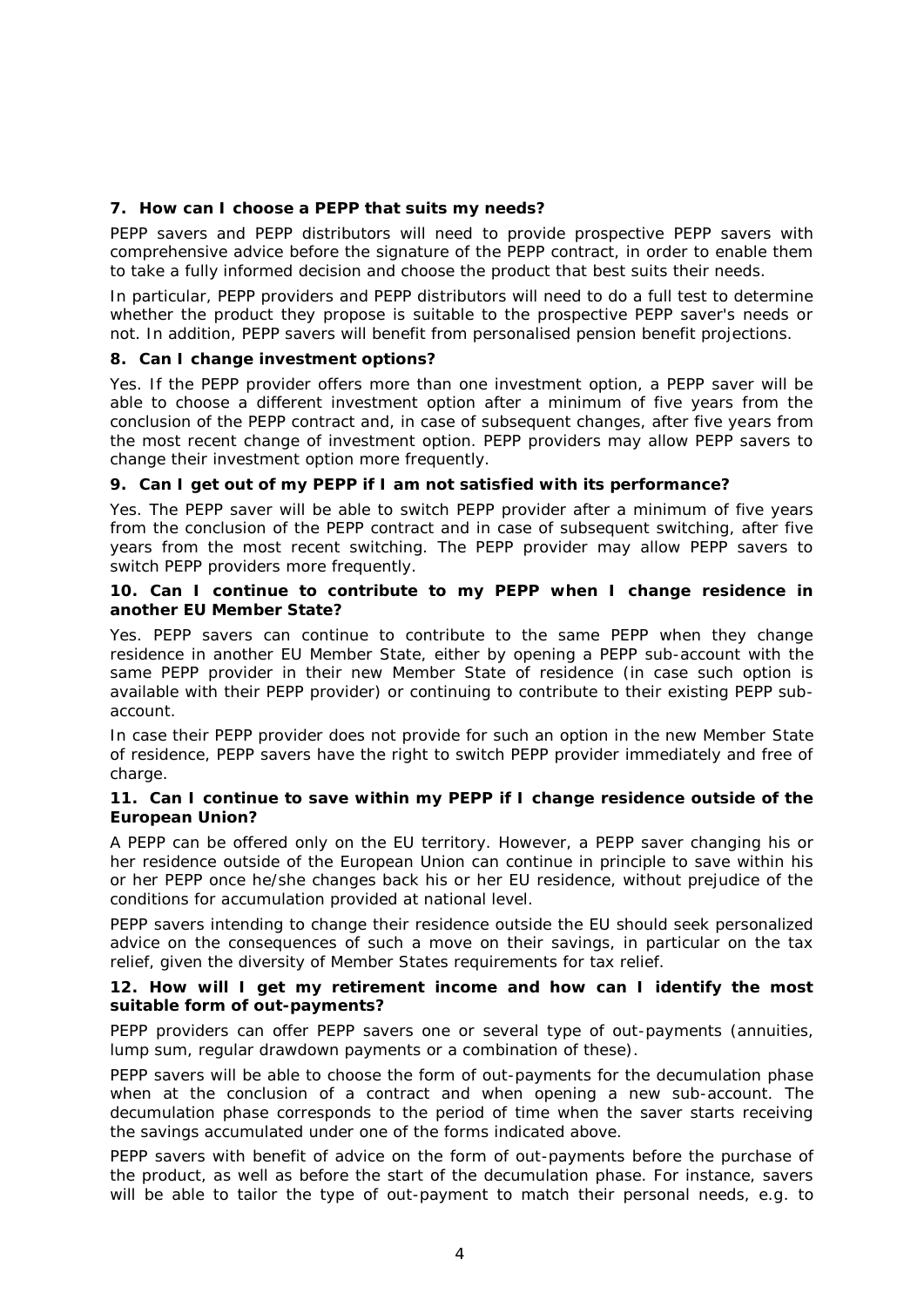### 7. How can I choose a PEPP that suits my needs?

PEPP savers and PEPP distributors will need to provide prospective PEPP savers with comprehensive advice before the signature of the PEPP contract, in order to enable them to take a fully informed decision and choose the product that best suits their needs.

In particular, PEPP providers and PEPP distributors will need to do a full test to determine whether the product they propose is suitable to the prospective PEPP saver's needs or not. In addition, PEPP savers will benefit from personalised pension benefit projections.

### 8. Can I change investment options?

Yes. If the PEPP provider offers more than one investment option, a PEPP saver will be able to choose a different investment option after a minimum of five years from the conclusion of the PEPP contract and, in case of subsequent changes, after five years from the most recent change of investment option. PEPP providers may allow PEPP savers to change their investment option more frequently.

### 9. Can I get out of my PEPP if I am not satisfied with its performance?

Yes. The PEPP saver will be able to switch PEPP provider after a minimum of five years from the conclusion of the PEPP contract and in case of subsequent switching, after five years from the most recent switching. The PEPP provider may allow PEPP savers to switch PEPP providers more frequently.

### 10. Can I continue to contribute to my PEPP when I change residence in another EU Member State?

Yes. PEPP savers can continue to contribute to the same PEPP when they change residence in another EU Member State, either by opening a PEPP sub-account with the same PEPP provider in their new Member State of residence (in case such option is available with their PEPP provider) or continuing to contribute to their existing PEPP sub-account.

In case their PEPP provider does not provide for such an option in the new Member State of residence, PEPP savers have the right to switch PEPP provider immediately and free of charge.

### 11. Can I continue to save within my PEPP if I change residence outside of the European Union?

A PEPP can be offered only on the EU territory. However, a PEPP saver changing his or her residence outside of the European Union can continue in principle to save within his or her PEPP once he/she changes back his or her EU residence, without prejudice of the conditions for accumulation provided at national level.

PEPP savers intending to change their residence outside the EU should seek personalized advice on the consequences of such a move on their savings, in particular on the tax relief, given the diversity of Member States requirements for tax relief.

### 12. How will I get my retirement income and how can I identify the most suitable form of out-payments?

PEPP providers can offer PEPP savers one or several type of out-payments (annuities, lump sum, regular drawdown payments or a combination of these).

PEPP savers will be able to choose the form of out-payments for the decumulation phase when at the conclusion of a contract and when opening a new sub-account. The decumulation phase corresponds to the period of time when the saver starts receiving the savings accumulated under one of the forms indicated above.

PEPP savers with benefit of advice on the form of out-payments before the purchase of the product, as well as before the start of the decumulation phase. For instance, savers will be able to tailor the type of out-payment to match their personal needs, e.g. to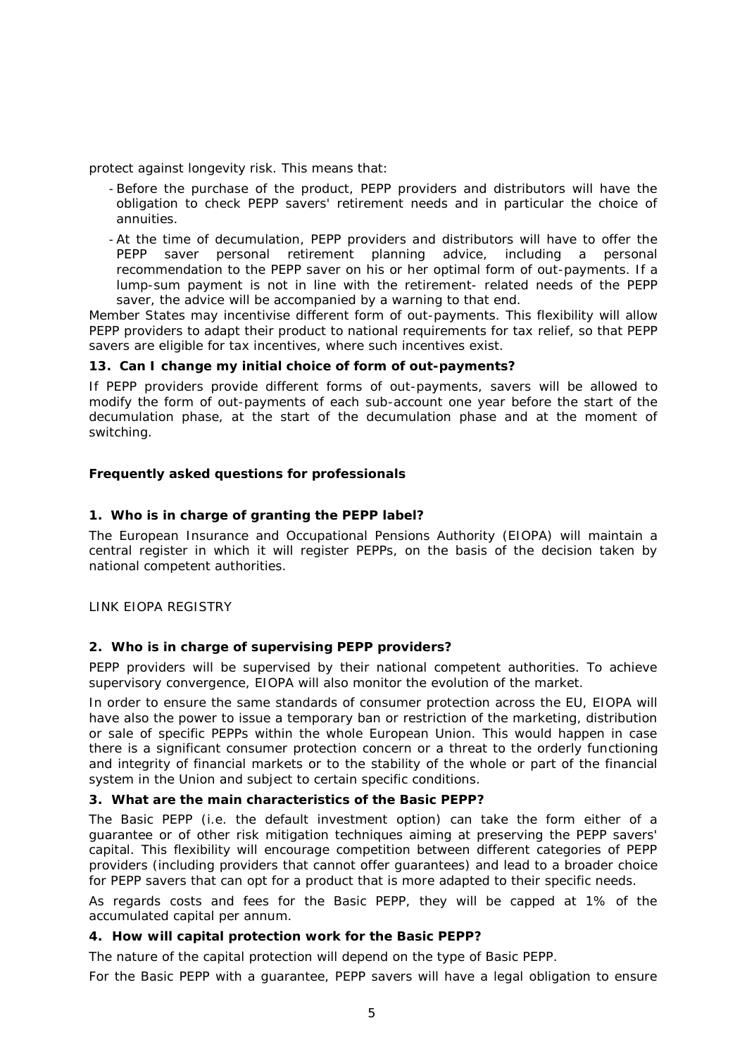protect against longevity risk. This means that:

- Before the purchase of the product, PEPP providers and distributors will have the obligation to check PEPP savers' retirement needs and in particular the choice of annuities.
- At the time of decumulation, PEPP providers and distributors will have to offer the PEPP saver personal retirement planning advice, including a personal recommendation to the PEPP saver on his or her optimal form of out-payments. If a lump-sum payment is not in line with the retirement- related needs of the PEPP saver, the advice will be accompanied by a warning to that end.

Member States may incentivise different form of out-payments. This flexibility will allow PEPP providers to adapt their product to national requirements for tax relief, so that PEPP savers are eligible for tax incentives, where such incentives exist.

### 13. Can I change my initial choice of form of out-payments?

If PEPP providers provide different forms of out-payments, savers will be allowed to modify the form of out-payments of each sub-account one year before the start of the decumulation phase, at the start of the decumulation phase and at the moment of switching.

## Frequently asked questions for professionals

### 1. Who is in charge of granting the PEPP label?

The European Insurance and Occupational Pensions Authority (EIOPA) will maintain a central register in which it will register PEPPs, on the basis of the decision taken by national competent authorities.

LINK EIOPA REGISTRY

### 2. Who is in charge of supervising PEPP providers?

PEPP providers will be supervised by their national competent authorities. To achieve supervisory convergence, EIOPA will also monitor the evolution of the market.

In order to ensure the same standards of consumer protection across the EU, EIOPA will have also the power to issue a temporary ban or restriction of the marketing, distribution or sale of specific PEPPs within the whole European Union. This would happen in case there is a significant consumer protection concern or a threat to the orderly functioning and integrity of financial markets or to the stability of the whole or part of the financial system in the Union and subject to certain specific conditions.

### 3. What are the main characteristics of the Basic PEPP?

The Basic PEPP (i.e. the default investment option) can take the form either of a guarantee or of other risk mitigation techniques aiming at preserving the PEPP savers' capital. This flexibility will encourage competition between different categories of PEPP providers (including providers that cannot offer guarantees) and lead to a broader choice for PEPP savers that can opt for a product that is more adapted to their specific needs.

As regards costs and fees for the Basic PEPP, they will be capped at 1% of the accumulated capital per annum.

### 4. How will capital protection work for the Basic PEPP?

The nature of the capital protection will depend on the type of Basic PEPP.

For the Basic PEPP with a guarantee, PEPP savers will have a legal obligation to ensure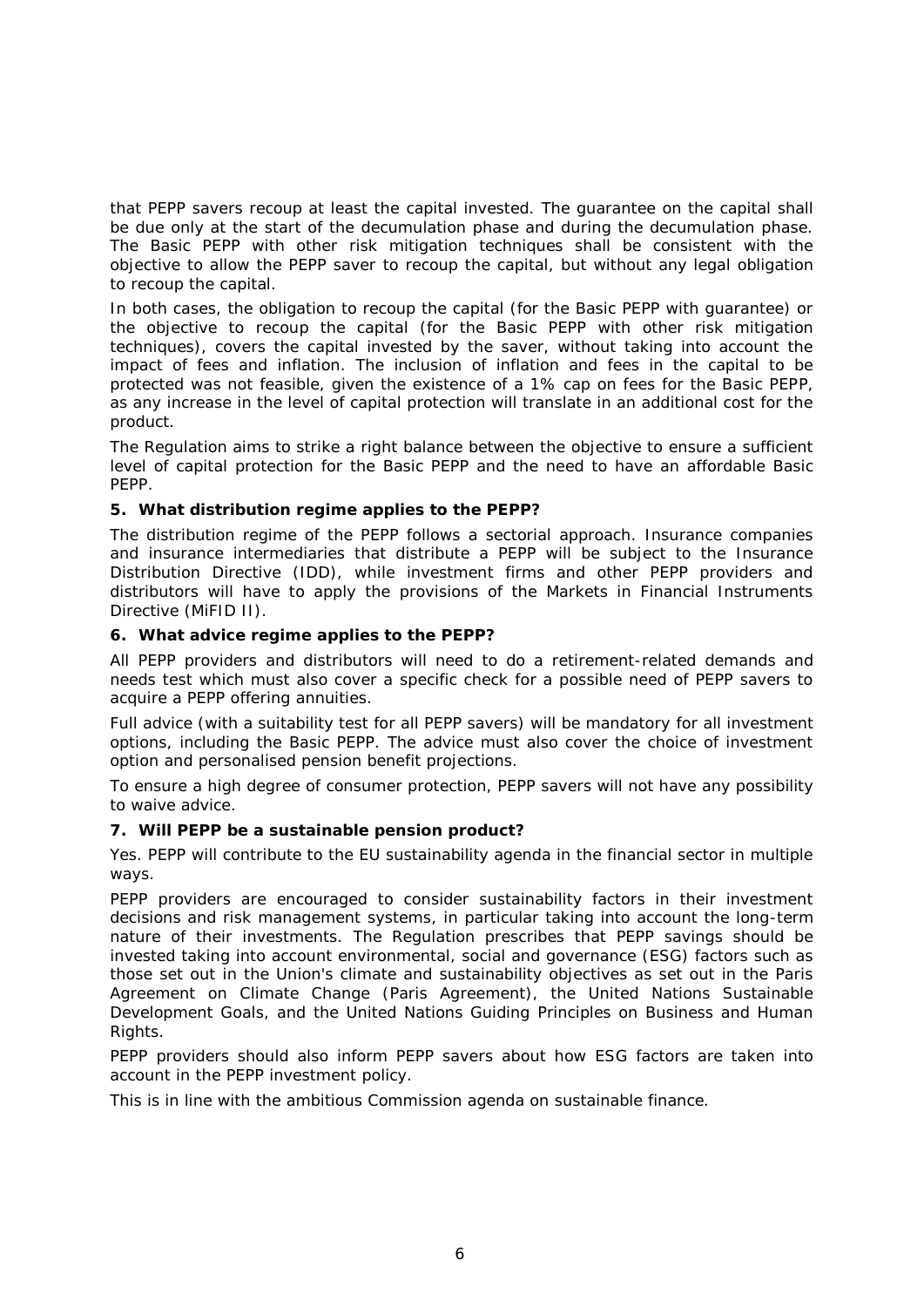that PEPP savers recoup at least the capital invested. The guarantee on the capital shall be due only at the start of the decumulation phase and during the decumulation phase. The Basic PEPP with other risk mitigation techniques shall be consistent with the objective to allow the PEPP saver to recoup the capital, but without any legal obligation to recoup the capital.

In both cases, the obligation to recoup the capital (for the Basic PEPP with guarantee) or the objective to recoup the capital (for the Basic PEPP with other risk mitigation techniques), covers the capital invested by the saver, without taking into account the impact of fees and inflation. The inclusion of inflation and fees in the capital to be protected was not feasible, given the existence of a 1% cap on fees for the Basic PEPP, as any increase in the level of capital protection will translate in an additional cost for the product.

The Regulation aims to strike a right balance between the objective to ensure a sufficient level of capital protection for the Basic PEPP and the need to have an affordable Basic PEPP.

### 5. What distribution regime applies to the PEPP?

The distribution regime of the PEPP follows a sectorial approach. Insurance companies and insurance intermediaries that distribute a PEPP will be subject to the Insurance Distribution Directive (IDD), while investment firms and other PEPP providers and distributors will have to apply the provisions of the Markets in Financial Instruments Directive (MiFID II).

### 6. What advice regime applies to the PEPP?

All PEPP providers and distributors will need to do a retirement-related demands and needs test which must also cover a specific check for a possible need of PEPP savers to acquire a PEPP offering annuities.

Full advice (with a suitability test for all PEPP savers) will be mandatory for all investment options, including the Basic PEPP. The advice must also cover the choice of investment option and personalised pension benefit projections.

To ensure a high degree of consumer protection, PEPP savers will not have any possibility to waive advice.

### 7. Will PEPP be a sustainable pension product?

Yes. PEPP will contribute to the EU sustainability agenda in the financial sector in multiple ways.

PEPP providers are encouraged to consider sustainability factors in their investment decisions and risk management systems, in particular taking into account the long-term nature of their investments. The Regulation prescribes that PEPP savings should be invested taking into account environmental, social and governance (ESG) factors such as those set out in the Union's climate and sustainability objectives as set out in the Paris Agreement on Climate Change (Paris Agreement), the United Nations Sustainable Development Goals, and the United Nations Guiding Principles on Business and Human Rights.

PEPP providers should also inform PEPP savers about how ESG factors are taken into account in the PEPP investment policy.

This is in line with the ambitious Commission agenda on sustainable finance.